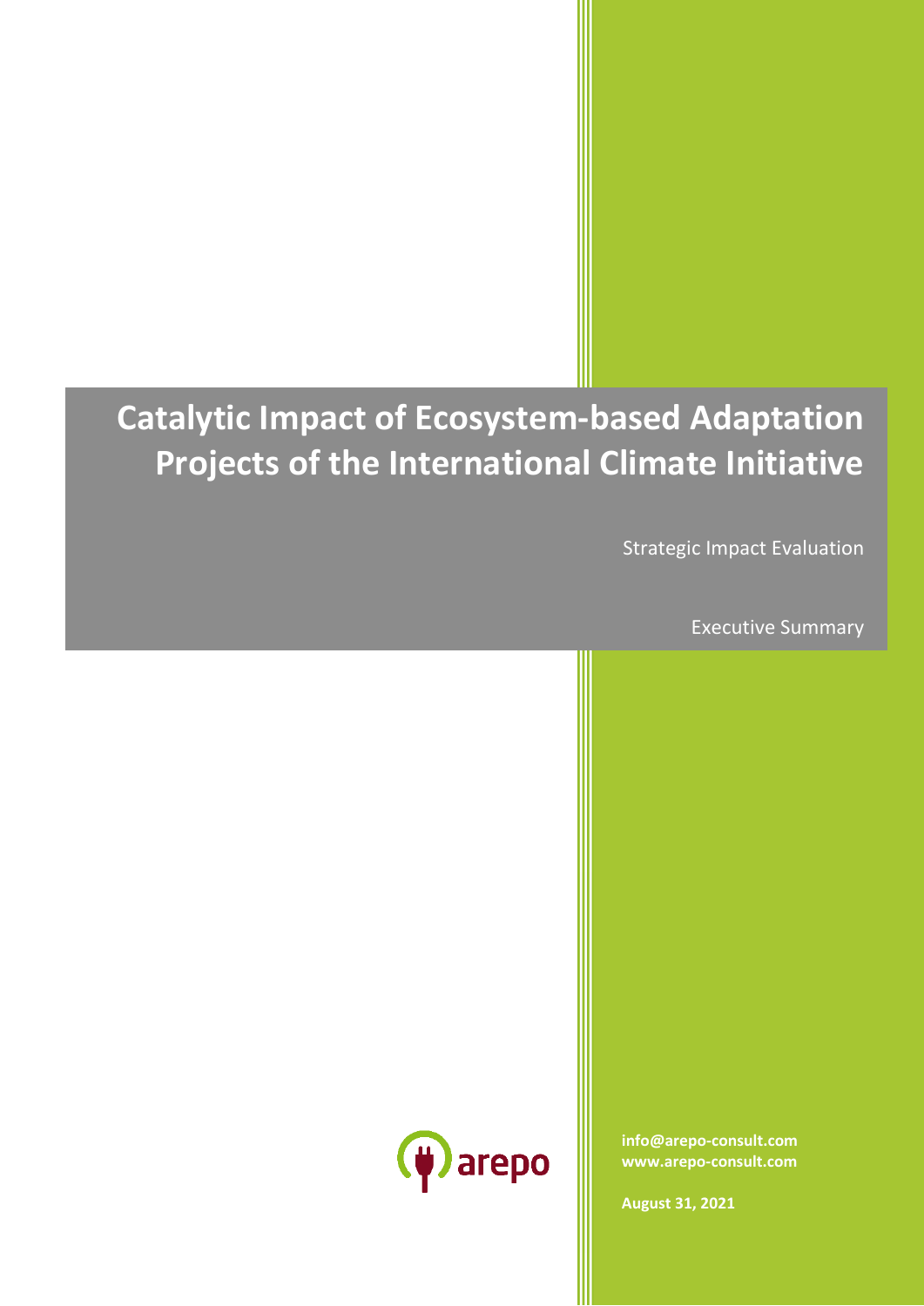# Catalytic Impact of Ecosystem-based Adaptation Projects of the International Climate Initiative

Strategic Impact Evaluation

Executive Summary

arepo

**info@arepo-consult.com**
**www.arepo-consult.com**

**August 31, 2021**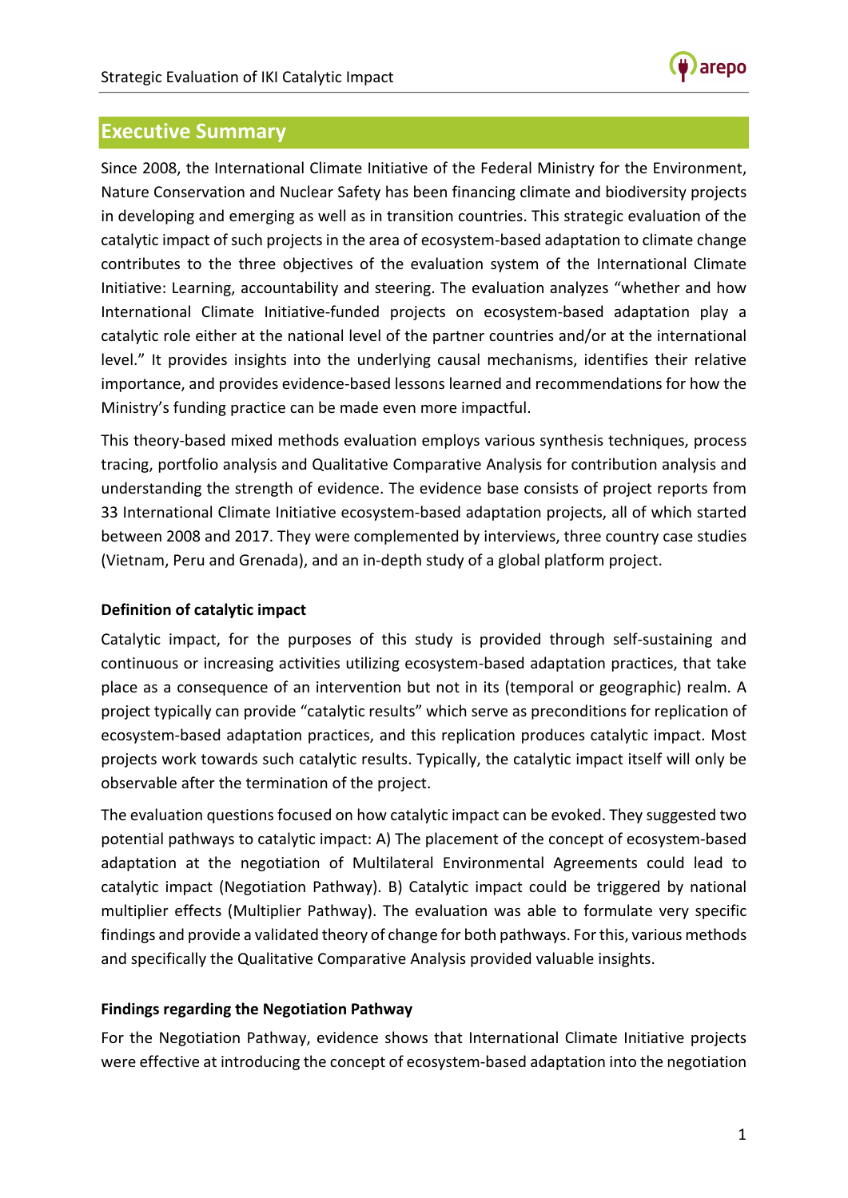## Executive Summary

Since 2008, the International Climate Initiative of the Federal Ministry for the Environment, Nature Conservation and Nuclear Safety has been financing climate and biodiversity projects in developing and emerging as well as in transition countries. This strategic evaluation of the catalytic impact of such projects in the area of ecosystem-based adaptation to climate change contributes to the three objectives of the evaluation system of the International Climate Initiative: Learning, accountability and steering. The evaluation analyzes "whether and how International Climate Initiative-funded projects on ecosystem-based adaptation play a catalytic role either at the national level of the partner countries and/or at the international level." It provides insights into the underlying causal mechanisms, identifies their relative importance, and provides evidence-based lessons learned and recommendations for how the Ministry's funding practice can be made even more impactful.

This theory-based mixed methods evaluation employs various synthesis techniques, process tracing, portfolio analysis and Qualitative Comparative Analysis for contribution analysis and understanding the strength of evidence. The evidence base consists of project reports from 33 International Climate Initiative ecosystem-based adaptation projects, all of which started between 2008 and 2017. They were complemented by interviews, three country case studies (Vietnam, Peru and Grenada), and an in-depth study of a global platform project.

**Definition of catalytic impact**

Catalytic impact, for the purposes of this study is provided through self-sustaining and continuous or increasing activities utilizing ecosystem-based adaptation practices, that take place as a consequence of an intervention but not in its (temporal or geographic) realm. A project typically can provide "catalytic results" which serve as preconditions for replication of ecosystem-based adaptation practices, and this replication produces catalytic impact. Most projects work towards such catalytic results. Typically, the catalytic impact itself will only be observable after the termination of the project.

The evaluation questions focused on how catalytic impact can be evoked. They suggested two potential pathways to catalytic impact: A) The placement of the concept of ecosystem-based adaptation at the negotiation of Multilateral Environmental Agreements could lead to catalytic impact (Negotiation Pathway). B) Catalytic impact could be triggered by national multiplier effects (Multiplier Pathway). The evaluation was able to formulate very specific findings and provide a validated theory of change for both pathways. For this, various methods and specifically the Qualitative Comparative Analysis provided valuable insights.

**Findings regarding the Negotiation Pathway**

For the Negotiation Pathway, evidence shows that International Climate Initiative projects were effective at introducing the concept of ecosystem-based adaptation into the negotiation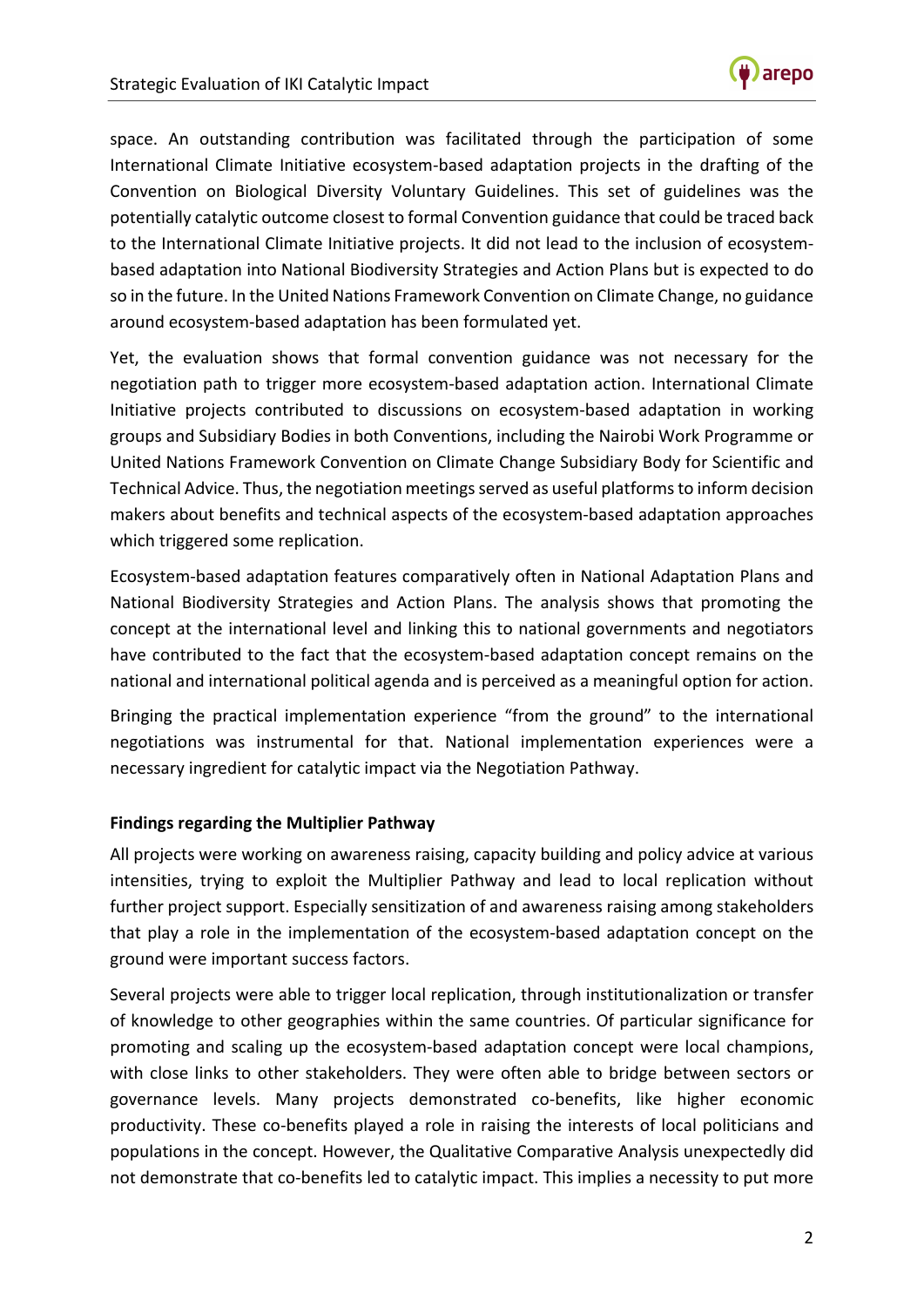space. An outstanding contribution was facilitated through the participation of some International Climate Initiative ecosystem-based adaptation projects in the drafting of the Convention on Biological Diversity Voluntary Guidelines. This set of guidelines was the potentially catalytic outcome closest to formal Convention guidance that could be traced back to the International Climate Initiative projects. It did not lead to the inclusion of ecosystem-based adaptation into National Biodiversity Strategies and Action Plans but is expected to do so in the future. In the United Nations Framework Convention on Climate Change, no guidance around ecosystem-based adaptation has been formulated yet.

Yet, the evaluation shows that formal convention guidance was not necessary for the negotiation path to trigger more ecosystem-based adaptation action. International Climate Initiative projects contributed to discussions on ecosystem-based adaptation in working groups and Subsidiary Bodies in both Conventions, including the Nairobi Work Programme or United Nations Framework Convention on Climate Change Subsidiary Body for Scientific and Technical Advice. Thus, the negotiation meetings served as useful platforms to inform decision makers about benefits and technical aspects of the ecosystem-based adaptation approaches which triggered some replication.

Ecosystem-based adaptation features comparatively often in National Adaptation Plans and National Biodiversity Strategies and Action Plans. The analysis shows that promoting the concept at the international level and linking this to national governments and negotiators have contributed to the fact that the ecosystem-based adaptation concept remains on the national and international political agenda and is perceived as a meaningful option for action.

Bringing the practical implementation experience "from the ground" to the international negotiations was instrumental for that. National implementation experiences were a necessary ingredient for catalytic impact via the Negotiation Pathway.

**Findings regarding the Multiplier Pathway**

All projects were working on awareness raising, capacity building and policy advice at various intensities, trying to exploit the Multiplier Pathway and lead to local replication without further project support. Especially sensitization of and awareness raising among stakeholders that play a role in the implementation of the ecosystem-based adaptation concept on the ground were important success factors.

Several projects were able to trigger local replication, through institutionalization or transfer of knowledge to other geographies within the same countries. Of particular significance for promoting and scaling up the ecosystem-based adaptation concept were local champions, with close links to other stakeholders. They were often able to bridge between sectors or governance levels. Many projects demonstrated co-benefits, like higher economic productivity. These co-benefits played a role in raising the interests of local politicians and populations in the concept. However, the Qualitative Comparative Analysis unexpectedly did not demonstrate that co-benefits led to catalytic impact. This implies a necessity to put more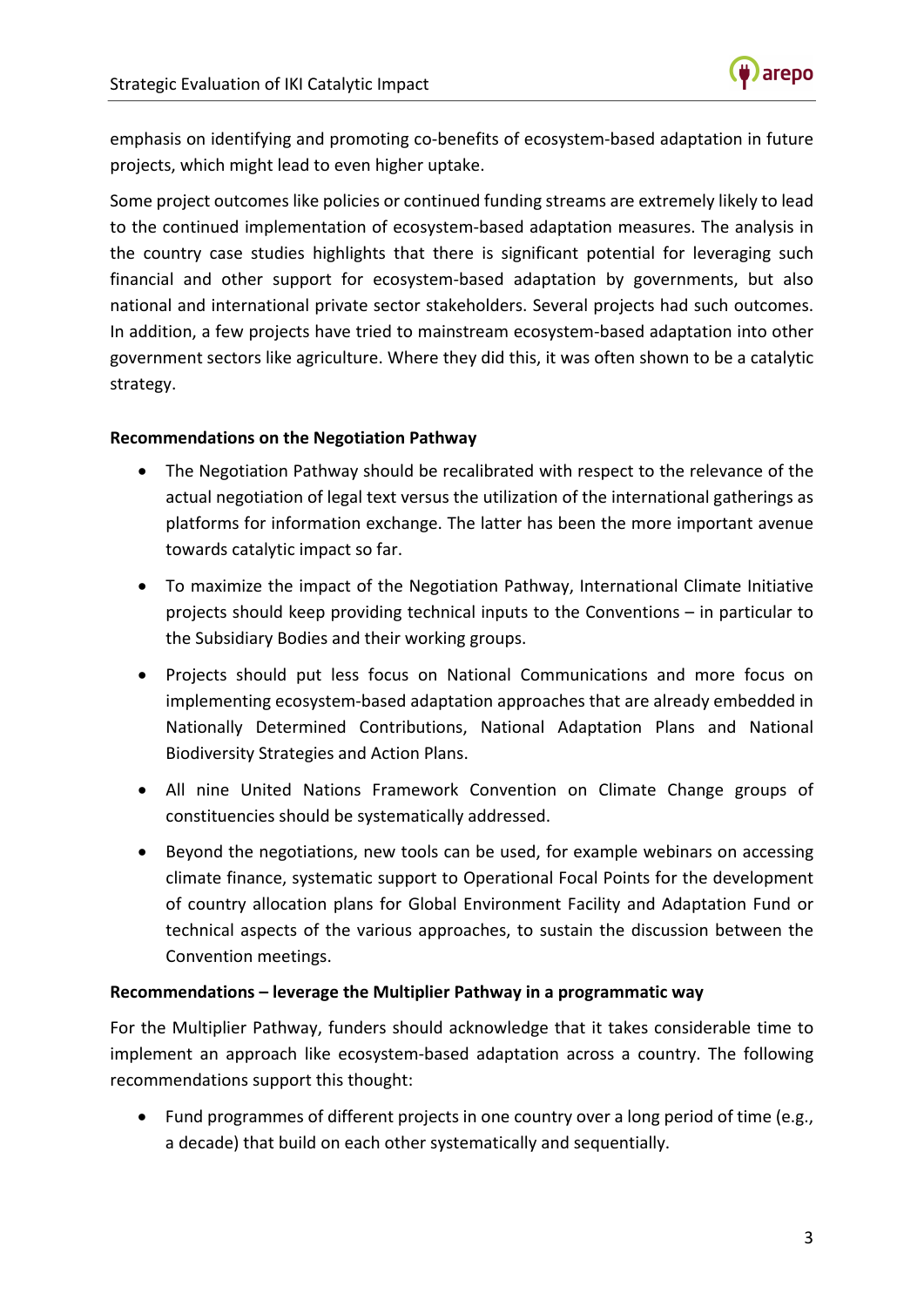emphasis on identifying and promoting co-benefits of ecosystem-based adaptation in future projects, which might lead to even higher uptake.

Some project outcomes like policies or continued funding streams are extremely likely to lead to the continued implementation of ecosystem-based adaptation measures. The analysis in the country case studies highlights that there is significant potential for leveraging such financial and other support for ecosystem-based adaptation by governments, but also national and international private sector stakeholders. Several projects had such outcomes. In addition, a few projects have tried to mainstream ecosystem-based adaptation into other government sectors like agriculture. Where they did this, it was often shown to be a catalytic strategy.

**Recommendations on the Negotiation Pathway**

- The Negotiation Pathway should be recalibrated with respect to the relevance of the actual negotiation of legal text versus the utilization of the international gatherings as platforms for information exchange. The latter has been the more important avenue towards catalytic impact so far.
- To maximize the impact of the Negotiation Pathway, International Climate Initiative projects should keep providing technical inputs to the Conventions – in particular to the Subsidiary Bodies and their working groups.
- Projects should put less focus on National Communications and more focus on implementing ecosystem-based adaptation approaches that are already embedded in Nationally Determined Contributions, National Adaptation Plans and National Biodiversity Strategies and Action Plans.
- All nine United Nations Framework Convention on Climate Change groups of constituencies should be systematically addressed.
- Beyond the negotiations, new tools can be used, for example webinars on accessing climate finance, systematic support to Operational Focal Points for the development of country allocation plans for Global Environment Facility and Adaptation Fund or technical aspects of the various approaches, to sustain the discussion between the Convention meetings.

**Recommendations – leverage the Multiplier Pathway in a programmatic way**

For the Multiplier Pathway, funders should acknowledge that it takes considerable time to implement an approach like ecosystem-based adaptation across a country. The following recommendations support this thought:

- Fund programmes of different projects in one country over a long period of time (e.g., a decade) that build on each other systematically and sequentially.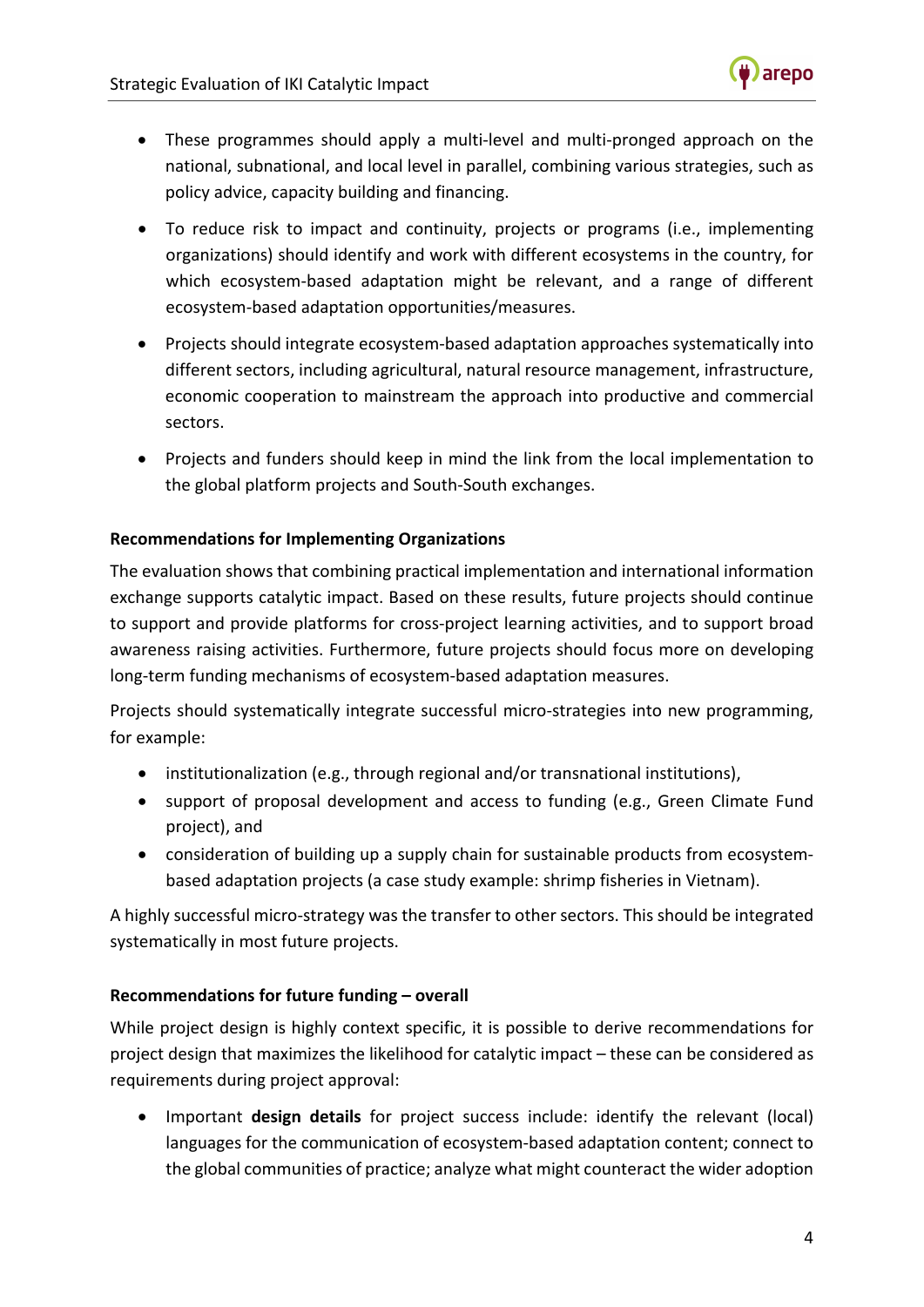- These programmes should apply a multi-level and multi-pronged approach on the national, subnational, and local level in parallel, combining various strategies, such as policy advice, capacity building and financing.
- To reduce risk to impact and continuity, projects or programs (i.e., implementing organizations) should identify and work with different ecosystems in the country, for which ecosystem-based adaptation might be relevant, and a range of different ecosystem-based adaptation opportunities/measures.
- Projects should integrate ecosystem-based adaptation approaches systematically into different sectors, including agricultural, natural resource management, infrastructure, economic cooperation to mainstream the approach into productive and commercial sectors.
- Projects and funders should keep in mind the link from the local implementation to the global platform projects and South-South exchanges.

**Recommendations for Implementing Organizations**

The evaluation shows that combining practical implementation and international information exchange supports catalytic impact. Based on these results, future projects should continue to support and provide platforms for cross-project learning activities, and to support broad awareness raising activities. Furthermore, future projects should focus more on developing long-term funding mechanisms of ecosystem-based adaptation measures.

Projects should systematically integrate successful micro-strategies into new programming, for example:

- institutionalization (e.g., through regional and/or transnational institutions),
- support of proposal development and access to funding (e.g., Green Climate Fund project), and
- consideration of building up a supply chain for sustainable products from ecosystem-based adaptation projects (a case study example: shrimp fisheries in Vietnam).

A highly successful micro-strategy was the transfer to other sectors. This should be integrated systematically in most future projects.

**Recommendations for future funding – overall**

While project design is highly context specific, it is possible to derive recommendations for project design that maximizes the likelihood for catalytic impact – these can be considered as requirements during project approval:

- Important **design details** for project success include: identify the relevant (local) languages for the communication of ecosystem-based adaptation content; connect to the global communities of practice; analyze what might counteract the wider adoption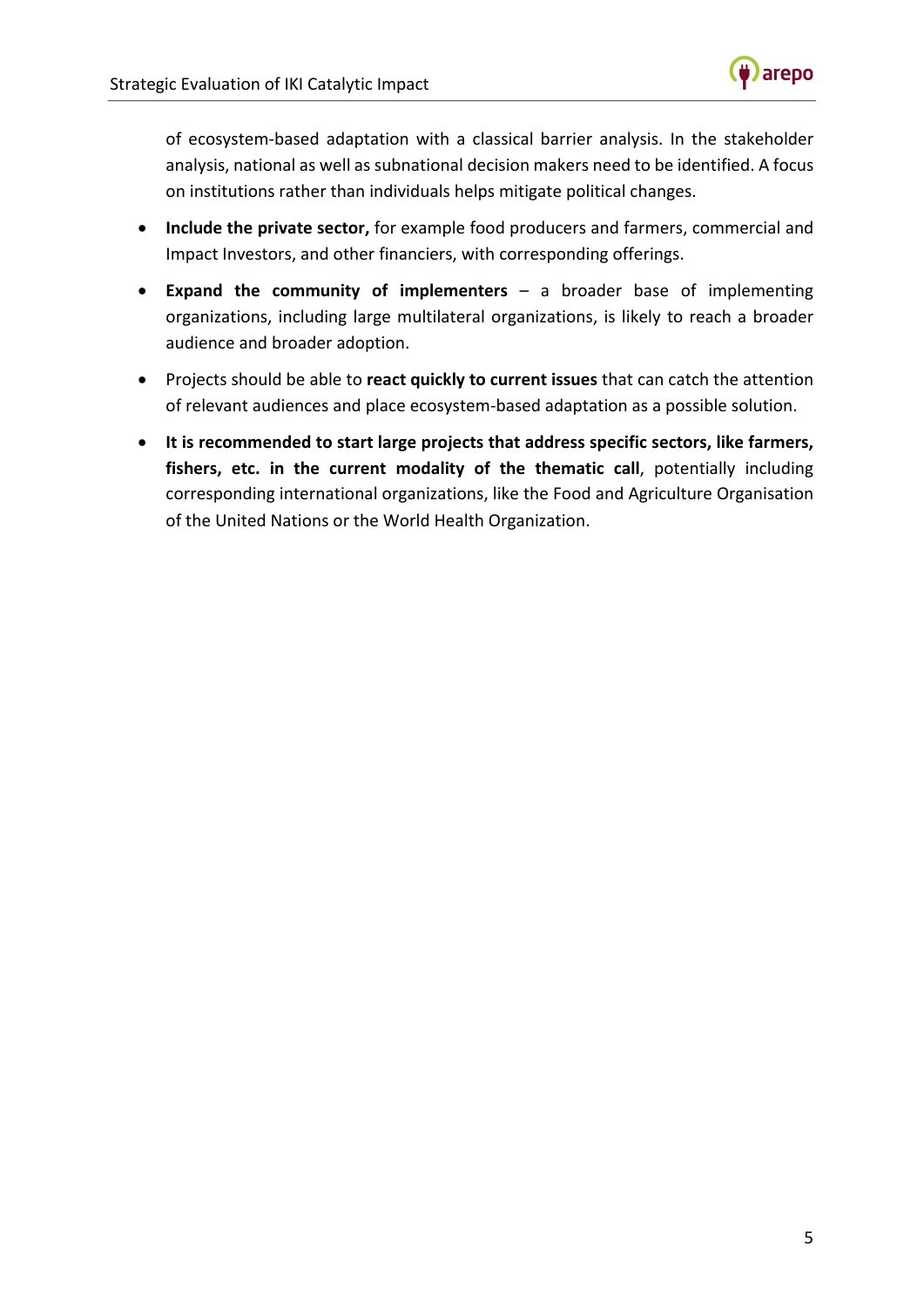of ecosystem-based adaptation with a classical barrier analysis. In the stakeholder analysis, national as well as subnational decision makers need to be identified. A focus on institutions rather than individuals helps mitigate political changes.

- **Include the private sector,** for example food producers and farmers, commercial and Impact Investors, and other financiers, with corresponding offerings.
- **Expand the community of implementers** – a broader base of implementing organizations, including large multilateral organizations, is likely to reach a broader audience and broader adoption.
- Projects should be able to **react quickly to current issues** that can catch the attention of relevant audiences and place ecosystem-based adaptation as a possible solution.
- **It is recommended to start large projects that address specific sectors, like farmers, fishers, etc. in the current modality of the thematic call**, potentially including corresponding international organizations, like the Food and Agriculture Organisation of the United Nations or the World Health Organization.